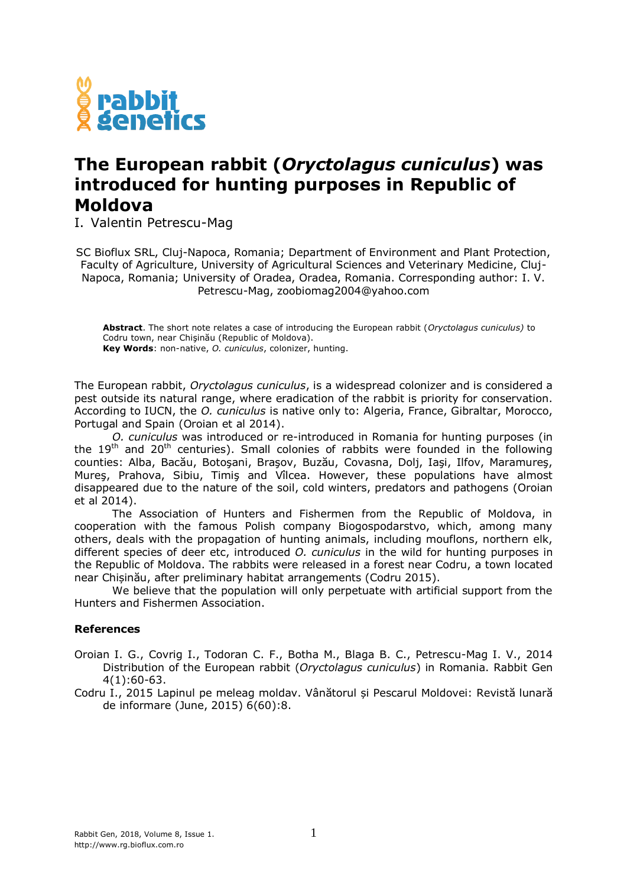# The European rabbit (*Oryctolagus cuniculus*) was introduced for hunting purposes in Republic of Moldova

I. Valentin Petrescu-Mag

SC Bioflux SRL, Cluj-Napoca, Romania; Department of Environment and Plant Protection, Faculty of Agriculture, University of Agricultural Sciences and Veterinary Medicine, Cluj-Napoca, Romania; University of Oradea, Oradea, Romania. Corresponding author: I. V. Petrescu-Mag, zoobiomag2004@yahoo.com

**Abstract**. The short note relates a case of introducing the European rabbit (*Oryctolagus cuniculus)* to Codru town, near Chişinău (Republic of Moldova).
**Key Words**: non-native, *O. cuniculus*, colonizer, hunting.

The European rabbit, *Oryctolagus cuniculus*, is a widespread colonizer and is considered a pest outside its natural range, where eradication of the rabbit is priority for conservation. According to IUCN, the *O. cuniculus* is native only to: Algeria, France, Gibraltar, Morocco, Portugal and Spain (Oroian et al 2014).

*O. cuniculus* was introduced or re-introduced in Romania for hunting purposes (in the 19th and 20th centuries). Small colonies of rabbits were founded in the following counties: Alba, Bacău, Botoşani, Braşov, Buzău, Covasna, Dolj, Iaşi, Ilfov, Maramureş, Mureş, Prahova, Sibiu, Timiş and Vîlcea. However, these populations have almost disappeared due to the nature of the soil, cold winters, predators and pathogens (Oroian et al 2014).

The Association of Hunters and Fishermen from the Republic of Moldova, in cooperation with the famous Polish company Biogospodarstvo, which, among many others, deals with the propagation of hunting animals, including mouflons, northern elk, different species of deer etc, introduced *O. cuniculus* in the wild for hunting purposes in the Republic of Moldova. The rabbits were released in a forest near Codru, a town located near Chișinău, after preliminary habitat arrangements (Codru 2015).

We believe that the population will only perpetuate with artificial support from the Hunters and Fishermen Association.

### References

Oroian I. G., Covrig I., Todoran C. F., Botha M., Blaga B. C., Petrescu-Mag I. V., 2014 Distribution of the European rabbit (*Oryctolagus cuniculus*) in Romania. Rabbit Gen 4(1):60-63.

Codru I., 2015 Lapinul pe meleag moldav. Vânătorul și Pescarul Moldovei: Revistă lunară de informare (June, 2015) 6(60):8.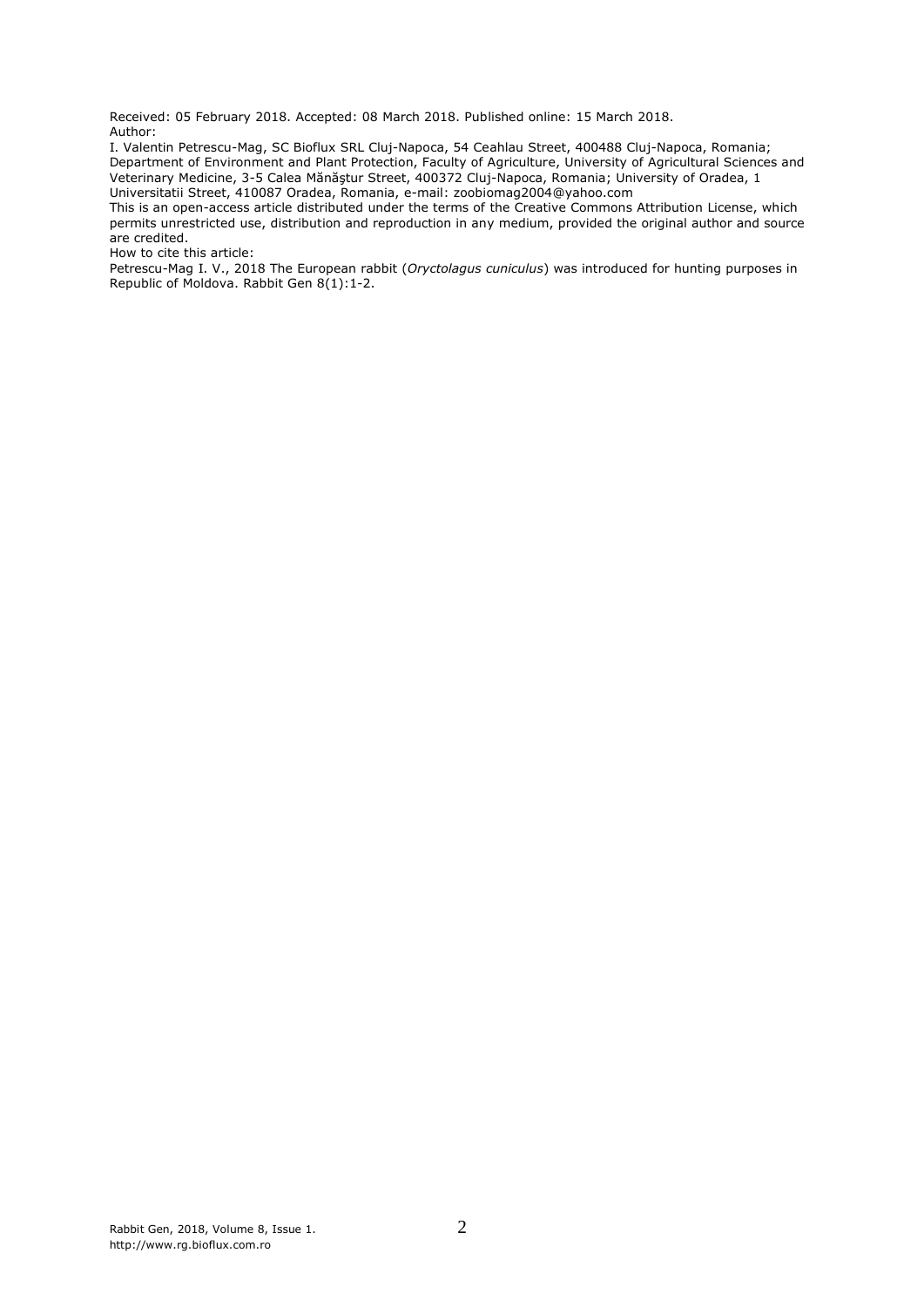Received: 05 February 2018. Accepted: 08 March 2018. Published online: 15 March 2018.

Author:

I. Valentin Petrescu-Mag, SC Bioflux SRL Cluj-Napoca, 54 Ceahlau Street, 400488 Cluj-Napoca, Romania; Department of Environment and Plant Protection, Faculty of Agriculture, University of Agricultural Sciences and Veterinary Medicine, 3-5 Calea Mănăştur Street, 400372 Cluj-Napoca, Romania; University of Oradea, 1 Universitatii Street, 410087 Oradea, Romania, e-mail: zoobiomag2004@yahoo.com

This is an open-access article distributed under the terms of the Creative Commons Attribution License, which permits unrestricted use, distribution and reproduction in any medium, provided the original author and source are credited.

How to cite this article:

Petrescu-Mag I. V., 2018 The European rabbit (*Oryctolagus cuniculus*) was introduced for hunting purposes in Republic of Moldova. Rabbit Gen 8(1):1-2.